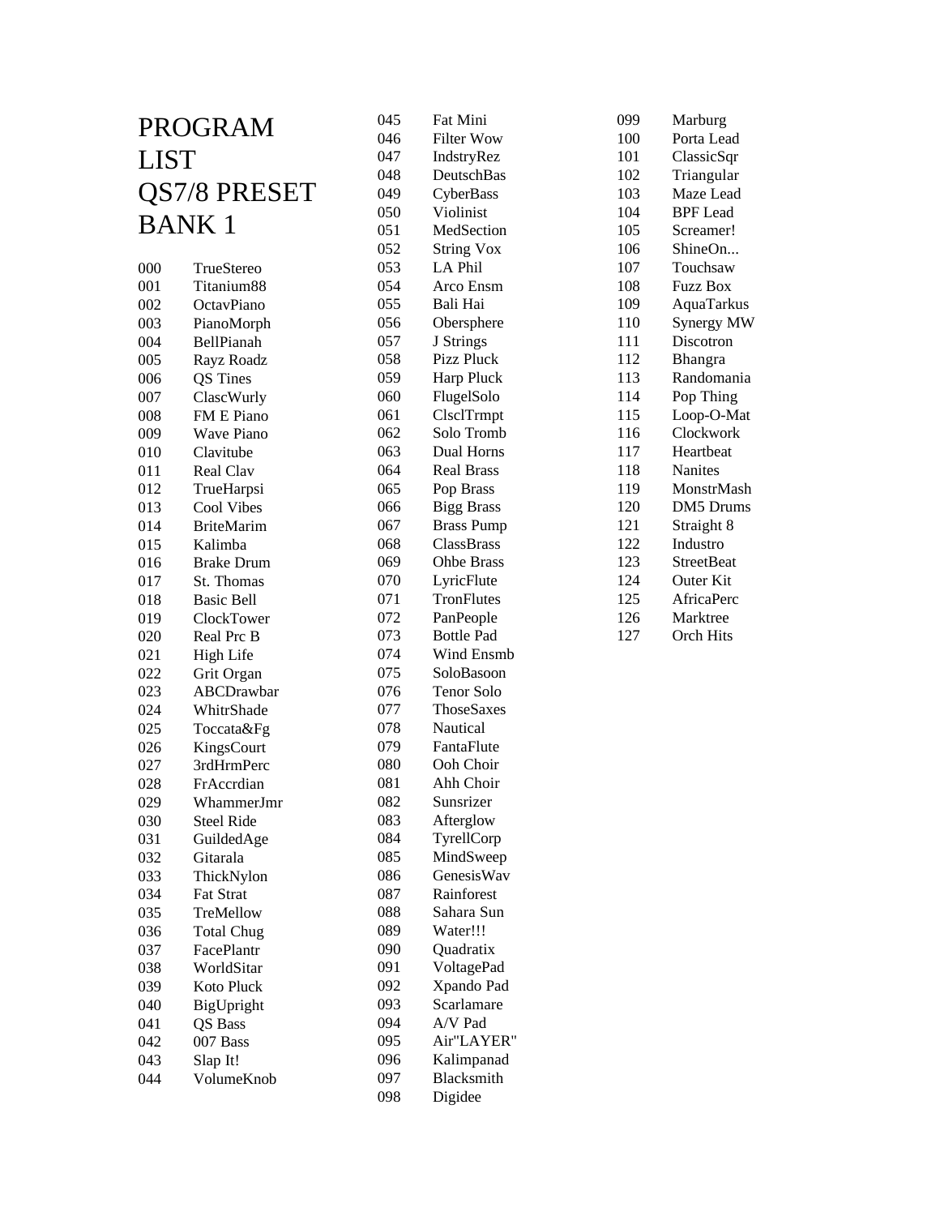# PROGRAM LIST QS7/8 PRESET BANK 1

| | |
|---|---|
| 000 | TrueStereo |
| 001 | Titanium88 |
| 002 | OctavPiano |
| 003 | PianoMorph |
| 004 | BellPianah |
| 005 | Rayz Roadz |
| 006 | QS Tines |
| 007 | ClascWurly |
| 008 | FM E Piano |
| 009 | Wave Piano |
| 010 | Clavitube |
| 011 | Real Clav |
| 012 | TrueHarpsi |
| 013 | Cool Vibes |
| 014 | BriteMarim |
| 015 | Kalimba |
| 016 | Brake Drum |
| 017 | St. Thomas |
| 018 | Basic Bell |
| 019 | ClockTower |
| 020 | Real Prc B |
| 021 | High Life |
| 022 | Grit Organ |
| 023 | ABCDrawbar |
| 024 | WhitrShade |
| 025 | Toccata&Fg |
| 026 | KingsCourt |
| 027 | 3rdHrmPerc |
| 028 | FrAccrdian |
| 029 | WhammerJmr |
| 030 | Steel Ride |
| 031 | GuildedAge |
| 032 | Gitarala |
| 033 | ThickNylon |
| 034 | Fat Strat |
| 035 | TreMellow |
| 036 | Total Chug |
| 037 | FacePlantr |
| 038 | WorldSitar |
| 039 | Koto Pluck |
| 040 | BigUpright |
| 041 | QS Bass |
| 042 | 007 Bass |
| 043 | Slap It! |
| 044 | VolumeKnob |
| 045 | Fat Mini |
| 046 | Filter Wow |
| 047 | IndstryRez |
| 048 | DeutschBas |
| 049 | CyberBass |
| 050 | Violinist |
| 051 | MedSection |
| 052 | String Vox |
| 053 | LA Phil |
| 054 | Arco Ensm |
| 055 | Bali Hai |
| 056 | Obersphere |
| 057 | J Strings |
| 058 | Pizz Pluck |
| 059 | Harp Pluck |
| 060 | FlugelSolo |
| 061 | ClsclTrmpt |
| 062 | Solo Tromb |
| 063 | Dual Horns |
| 064 | Real Brass |
| 065 | Pop Brass |
| 066 | Bigg Brass |
| 067 | Brass Pump |
| 068 | ClassBrass |
| 069 | Ohbe Brass |
| 070 | LyricFlute |
| 071 | TronFlutes |
| 072 | PanPeople |
| 073 | Bottle Pad |
| 074 | Wind Ensmb |
| 075 | SoloBasoon |
| 076 | Tenor Solo |
| 077 | ThoseSaxes |
| 078 | Nautical |
| 079 | FantaFlute |
| 080 | Ooh Choir |
| 081 | Ahh Choir |
| 082 | Sunsrizer |
| 083 | Afterglow |
| 084 | TyrellCorp |
| 085 | MindSweep |
| 086 | GenesisWav |
| 087 | Rainforest |
| 088 | Sahara Sun |
| 089 | Water!!! |
| 090 | Quadratix |
| 091 | VoltagePad |
| 092 | Xpando Pad |
| 093 | Scarlamare |
| 094 | A/V Pad |
| 095 | Air"LAYER" |
| 096 | Kalimpanad |
| 097 | Blacksmith |
| 098 | Digidee |
| 099 | Marburg |
| 100 | Porta Lead |
| 101 | ClassicSqr |
| 102 | Triangular |
| 103 | Maze Lead |
| 104 | BPF Lead |
| 105 | Screamer! |
| 106 | ShineOn... |
| 107 | Touchsaw |
| 108 | Fuzz Box |
| 109 | AquaTarkus |
| 110 | Synergy MW |
| 111 | Discotron |
| 112 | Bhangra |
| 113 | Randomania |
| 114 | Pop Thing |
| 115 | Loop-O-Mat |
| 116 | Clockwork |
| 117 | Heartbeat |
| 118 | Nanites |
| 119 | MonstrMash |
| 120 | DM5 Drums |
| 121 | Straight 8 |
| 122 | Industro |
| 123 | StreetBeat |
| 124 | Outer Kit |
| 125 | AfricaPerc |
| 126 | Marktree |
| 127 | Orch Hits |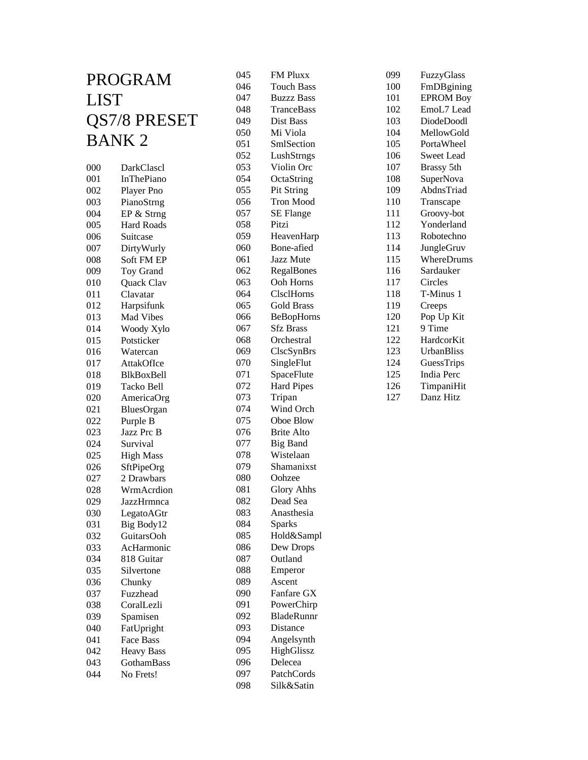# PROGRAM LIST QS7/8 PRESET BANK 2

| | |
|---|---|
| 000 | DarkClascl |
| 001 | InThePiano |
| 002 | Player Pno |
| 003 | PianoStrng |
| 004 | EP & Strng |
| 005 | Hard Roads |
| 006 | Suitcase |
| 007 | DirtyWurly |
| 008 | Soft FM EP |
| 009 | Toy Grand |
| 010 | Quack Clav |
| 011 | Clavatar |
| 012 | Harpsifunk |
| 013 | Mad Vibes |
| 014 | Woody Xylo |
| 015 | Potsticker |
| 016 | Watercan |
| 017 | AttakOfIce |
| 018 | BlkBoxBell |
| 019 | Tacko Bell |
| 020 | AmericaOrg |
| 021 | BluesOrgan |
| 022 | Purple B |
| 023 | Jazz Prc B |
| 024 | Survival |
| 025 | High Mass |
| 026 | SftPipeOrg |
| 027 | 2 Drawbars |
| 028 | WrmAcrdion |
| 029 | JazzHrmnca |
| 030 | LegatoAGtr |
| 031 | Big Body12 |
| 032 | GuitarsOoh |
| 033 | AcHarmonic |
| 034 | 818 Guitar |
| 035 | Silvertone |
| 036 | Chunky |
| 037 | Fuzzhead |
| 038 | CoralLezli |
| 039 | Spamisen |
| 040 | FatUpright |
| 041 | Face Bass |
| 042 | Heavy Bass |
| 043 | GothamBass |
| 044 | No Frets! |
| 045 | FM Pluxx |
| 046 | Touch Bass |
| 047 | Buzzz Bass |
| 048 | TranceBass |
| 049 | Dist Bass |
| 050 | Mi Viola |
| 051 | SmlSection |
| 052 | LushStrngs |
| 053 | Violin Orc |
| 054 | OctaString |
| 055 | Pit String |
| 056 | Tron Mood |
| 057 | SE Flange |
| 058 | Pitzi |
| 059 | HeavenHarp |
| 060 | Bone-afied |
| 061 | Jazz Mute |
| 062 | RegalBones |
| 063 | Ooh Horns |
| 064 | ClsclHorns |
| 065 | Gold Brass |
| 066 | BeBopHorns |
| 067 | Sfz Brass |
| 068 | Orchestral |
| 069 | ClscSynBrs |
| 070 | SingleFlut |
| 071 | SpaceFlute |
| 072 | Hard Pipes |
| 073 | Tripan |
| 074 | Wind Orch |
| 075 | Oboe Blow |
| 076 | Brite Alto |
| 077 | Big Band |
| 078 | Wistelaan |
| 079 | Shamanixst |
| 080 | Oohzee |
| 081 | Glory Ahhs |
| 082 | Dead Sea |
| 083 | Anasthesia |
| 084 | Sparks |
| 085 | Hold&Sampl |
| 086 | Dew Drops |
| 087 | Outland |
| 088 | Emperor |
| 089 | Ascent |
| 090 | Fanfare GX |
| 091 | PowerChirp |
| 092 | BladeRunnr |
| 093 | Distance |
| 094 | Angelsynth |
| 095 | HighGlissz |
| 096 | Delecea |
| 097 | PatchCords |
| 098 | Silk&Satin |
| 099 | FuzzyGlass |
| 100 | FmDBgining |
| 101 | EPROM Boy |
| 102 | EmoL7 Lead |
| 103 | DiodeDoodl |
| 104 | MellowGold |
| 105 | PortaWheel |
| 106 | Sweet Lead |
| 107 | Brassy 5th |
| 108 | SuperNova |
| 109 | AbdnsTriad |
| 110 | Transcape |
| 111 | Groovy-bot |
| 112 | Yonderland |
| 113 | Robotechno |
| 114 | JungleGruv |
| 115 | WhereDrums |
| 116 | Sardauker |
| 117 | Circles |
| 118 | T-Minus 1 |
| 119 | Creeps |
| 120 | Pop Up Kit |
| 121 | 9 Time |
| 122 | HardcorKit |
| 123 | UrbanBliss |
| 124 | GuessTrips |
| 125 | India Perc |
| 126 | TimpaniHit |
| 127 | Danz Hitz |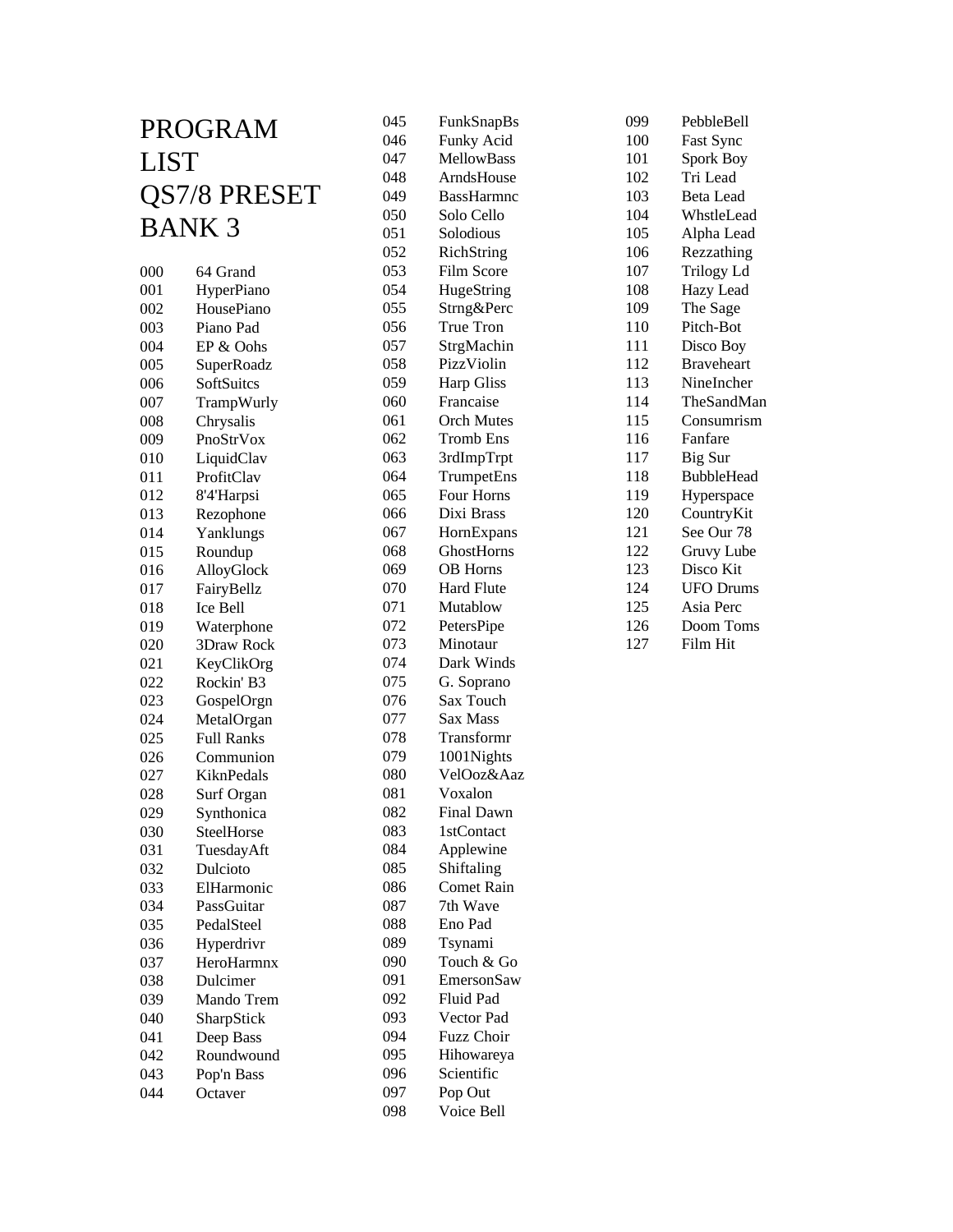# PROGRAM LIST QS7/8 PRESET BANK 3

| | |
|---|---|
| 000 | 64 Grand |
| 001 | HyperPiano |
| 002 | HousePiano |
| 003 | Piano Pad |
| 004 | EP & Oohs |
| 005 | SuperRoadz |
| 006 | SoftSuitcs |
| 007 | TrampWurly |
| 008 | Chrysalis |
| 009 | PnoStrVox |
| 010 | LiquidClav |
| 011 | ProfitClav |
| 012 | 8'4'Harpsi |
| 013 | Rezophone |
| 014 | Yanklungs |
| 015 | Roundup |
| 016 | AlloyGlock |
| 017 | FairyBellz |
| 018 | Ice Bell |
| 019 | Waterphone |
| 020 | 3Draw Rock |
| 021 | KeyClikOrg |
| 022 | Rockin' B3 |
| 023 | GospelOrgn |
| 024 | MetalOrgan |
| 025 | Full Ranks |
| 026 | Communion |
| 027 | KiknPedals |
| 028 | Surf Organ |
| 029 | Synthonica |
| 030 | SteelHorse |
| 031 | TuesdayAft |
| 032 | Dulcioto |
| 033 | ElHarmonic |
| 034 | PassGuitar |
| 035 | PedalSteel |
| 036 | Hyperdrivr |
| 037 | HeroHarmnx |
| 038 | Dulcimer |
| 039 | Mando Trem |
| 040 | SharpStick |
| 041 | Deep Bass |
| 042 | Roundwound |
| 043 | Pop'n Bass |
| 044 | Octaver |
| 045 | FunkSnapBs |
| 046 | Funky Acid |
| 047 | MellowBass |
| 048 | ArndsHouse |
| 049 | BassHarmnc |
| 050 | Solo Cello |
| 051 | Solodious |
| 052 | RichString |
| 053 | Film Score |
| 054 | HugeString |
| 055 | Strng&Perc |
| 056 | True Tron |
| 057 | StrgMachin |
| 058 | PizzViolin |
| 059 | Harp Gliss |
| 060 | Francaise |
| 061 | Orch Mutes |
| 062 | Tromb Ens |
| 063 | 3rdImpTrpt |
| 064 | TrumpetEns |
| 065 | Four Horns |
| 066 | Dixi Brass |
| 067 | HornExpans |
| 068 | GhostHorns |
| 069 | OB Horns |
| 070 | Hard Flute |
| 071 | Mutablow |
| 072 | PetersPipe |
| 073 | Minotaur |
| 074 | Dark Winds |
| 075 | G. Soprano |
| 076 | Sax Touch |
| 077 | Sax Mass |
| 078 | Transformr |
| 079 | 1001Nights |
| 080 | VelOoz&Aaz |
| 081 | Voxalon |
| 082 | Final Dawn |
| 083 | 1stContact |
| 084 | Applewine |
| 085 | Shiftaling |
| 086 | Comet Rain |
| 087 | 7th Wave |
| 088 | Eno Pad |
| 089 | Tsynami |
| 090 | Touch & Go |
| 091 | EmersonSaw |
| 092 | Fluid Pad |
| 093 | Vector Pad |
| 094 | Fuzz Choir |
| 095 | Hihowareya |
| 096 | Scientific |
| 097 | Pop Out |
| 098 | Voice Bell |
| 099 | PebbleBell |
| 100 | Fast Sync |
| 101 | Spork Boy |
| 102 | Tri Lead |
| 103 | Beta Lead |
| 104 | WhstleLead |
| 105 | Alpha Lead |
| 106 | Rezzathing |
| 107 | Trilogy Ld |
| 108 | Hazy Lead |
| 109 | The Sage |
| 110 | Pitch-Bot |
| 111 | Disco Boy |
| 112 | Braveheart |
| 113 | NineIncher |
| 114 | TheSandMan |
| 115 | Consumrism |
| 116 | Fanfare |
| 117 | Big Sur |
| 118 | BubbleHead |
| 119 | Hyperspace |
| 120 | CountryKit |
| 121 | See Our 78 |
| 122 | Gruvy Lube |
| 123 | Disco Kit |
| 124 | UFO Drums |
| 125 | Asia Perc |
| 126 | Doom Toms |
| 127 | Film Hit |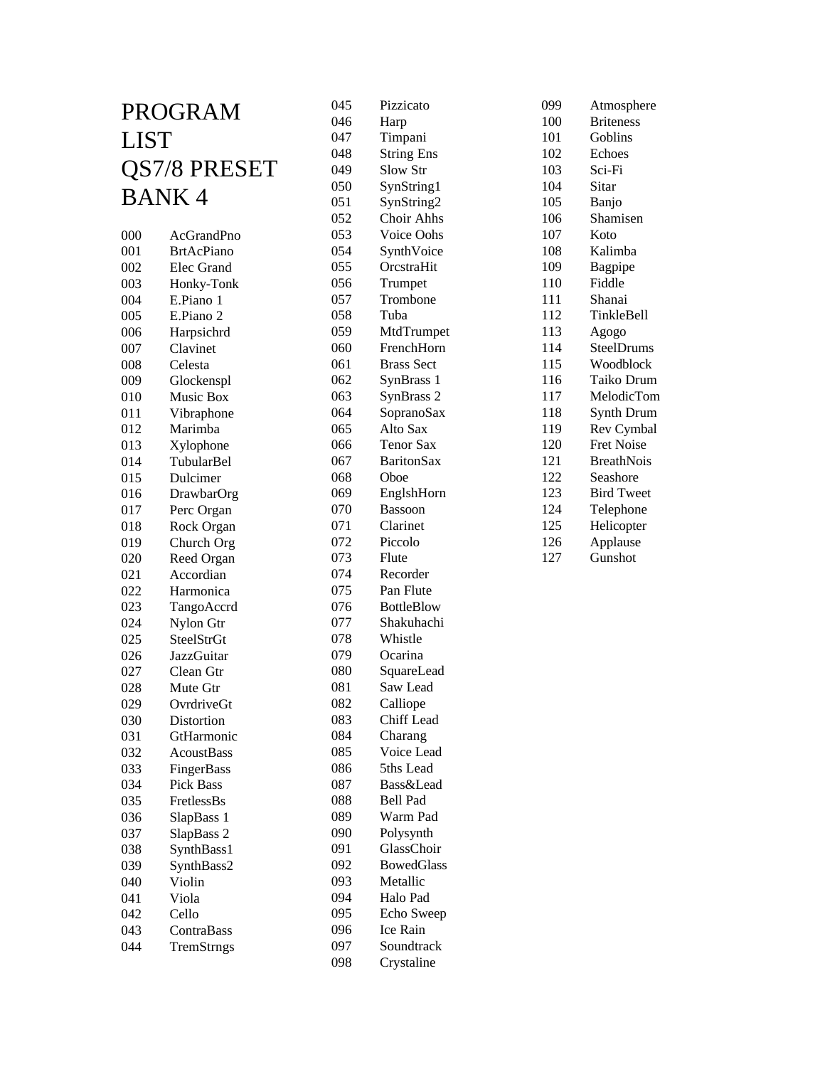# PROGRAM LIST QS7/8 PRESET BANK 4

| | |
|---|---|
| 000 | AcGrandPno |
| 001 | BrtAcPiano |
| 002 | Elec Grand |
| 003 | Honky-Tonk |
| 004 | E.Piano 1 |
| 005 | E.Piano 2 |
| 006 | Harpsichrd |
| 007 | Clavinet |
| 008 | Celesta |
| 009 | Glockenspl |
| 010 | Music Box |
| 011 | Vibraphone |
| 012 | Marimba |
| 013 | Xylophone |
| 014 | TubularBel |
| 015 | Dulcimer |
| 016 | DrawbarOrg |
| 017 | Perc Organ |
| 018 | Rock Organ |
| 019 | Church Org |
| 020 | Reed Organ |
| 021 | Accordian |
| 022 | Harmonica |
| 023 | TangoAccrd |
| 024 | Nylon Gtr |
| 025 | SteelStrGt |
| 026 | JazzGuitar |
| 027 | Clean Gtr |
| 028 | Mute Gtr |
| 029 | OvrdriveGt |
| 030 | Distortion |
| 031 | GtHarmonic |
| 032 | AcoustBass |
| 033 | FingerBass |
| 034 | Pick Bass |
| 035 | FretlessBs |
| 036 | SlapBass 1 |
| 037 | SlapBass 2 |
| 038 | SynthBass1 |
| 039 | SynthBass2 |
| 040 | Violin |
| 041 | Viola |
| 042 | Cello |
| 043 | ContraBass |
| 044 | TremStrngs |
| 045 | Pizzicato |
| 046 | Harp |
| 047 | Timpani |
| 048 | String Ens |
| 049 | Slow Str |
| 050 | SynString1 |
| 051 | SynString2 |
| 052 | Choir Ahhs |
| 053 | Voice Oohs |
| 054 | SynthVoice |
| 055 | OrcstraHit |
| 056 | Trumpet |
| 057 | Trombone |
| 058 | Tuba |
| 059 | MtdTrumpet |
| 060 | FrenchHorn |
| 061 | Brass Sect |
| 062 | SynBrass 1 |
| 063 | SynBrass 2 |
| 064 | SopranoSax |
| 065 | Alto Sax |
| 066 | Tenor Sax |
| 067 | BaritonSax |
| 068 | Oboe |
| 069 | EnglshHorn |
| 070 | Bassoon |
| 071 | Clarinet |
| 072 | Piccolo |
| 073 | Flute |
| 074 | Recorder |
| 075 | Pan Flute |
| 076 | BottleBlow |
| 077 | Shakuhachi |
| 078 | Whistle |
| 079 | Ocarina |
| 080 | SquareLead |
| 081 | Saw Lead |
| 082 | Calliope |
| 083 | Chiff Lead |
| 084 | Charang |
| 085 | Voice Lead |
| 086 | 5ths Lead |
| 087 | Bass&Lead |
| 088 | Bell Pad |
| 089 | Warm Pad |
| 090 | Polysynth |
| 091 | GlassChoir |
| 092 | BowedGlass |
| 093 | Metallic |
| 094 | Halo Pad |
| 095 | Echo Sweep |
| 096 | Ice Rain |
| 097 | Soundtrack |
| 098 | Crystaline |
| 099 | Atmosphere |
| 100 | Briteness |
| 101 | Goblins |
| 102 | Echoes |
| 103 | Sci-Fi |
| 104 | Sitar |
| 105 | Banjo |
| 106 | Shamisen |
| 107 | Koto |
| 108 | Kalimba |
| 109 | Bagpipe |
| 110 | Fiddle |
| 111 | Shanai |
| 112 | TinkleBell |
| 113 | Agogo |
| 114 | SteelDrums |
| 115 | Woodblock |
| 116 | Taiko Drum |
| 117 | MelodicTom |
| 118 | Synth Drum |
| 119 | Rev Cymbal |
| 120 | Fret Noise |
| 121 | BreathNois |
| 122 | Seashore |
| 123 | Bird Tweet |
| 124 | Telephone |
| 125 | Helicopter |
| 126 | Applause |
| 127 | Gunshot |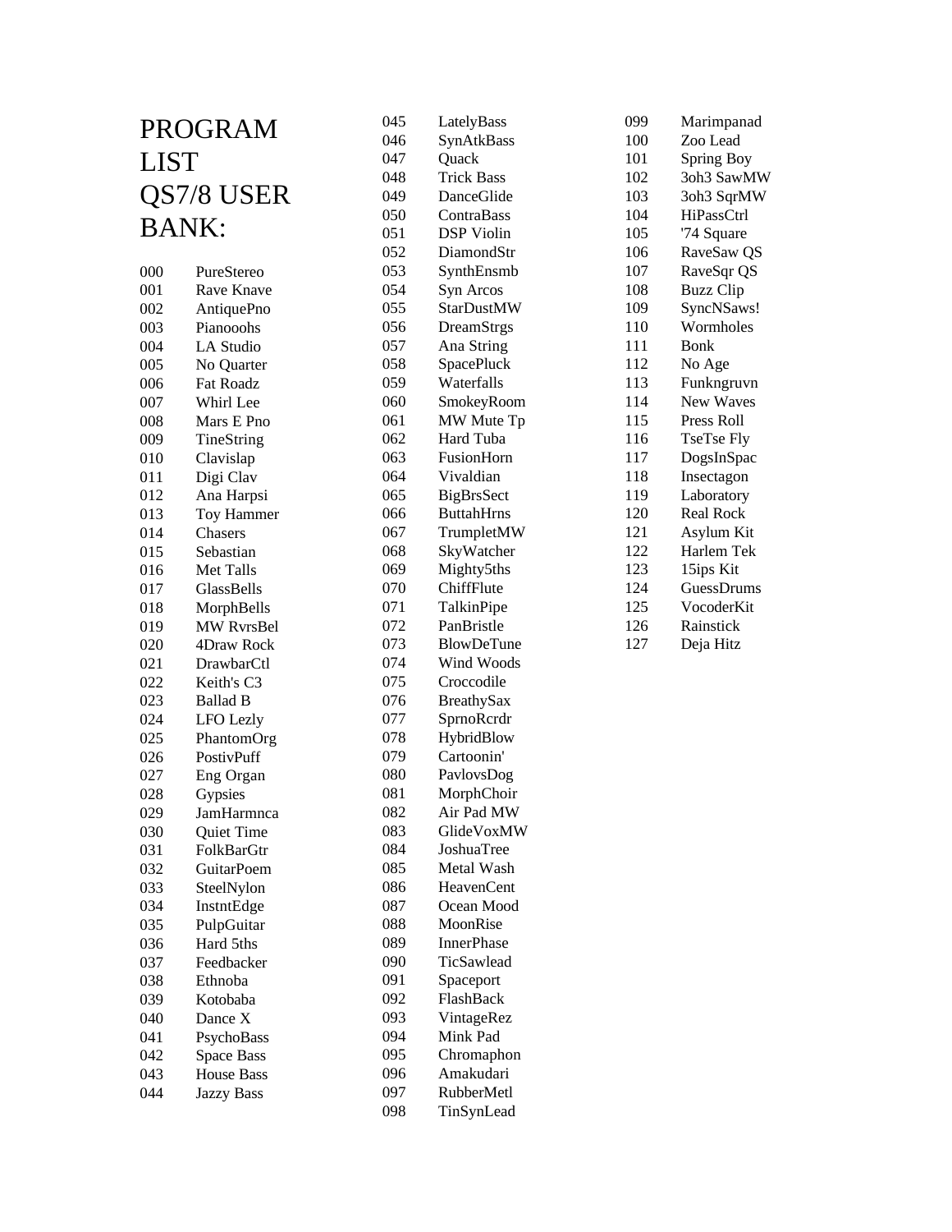# PROGRAM LIST QS7/8 USER BANK:

| | |
|---|---|
| 000 | PureStereo |
| 001 | Rave Knave |
| 002 | AntiquePno |
| 003 | Pianooohs |
| 004 | LA Studio |
| 005 | No Quarter |
| 006 | Fat Roadz |
| 007 | Whirl Lee |
| 008 | Mars E Pno |
| 009 | TineString |
| 010 | Clavislap |
| 011 | Digi Clav |
| 012 | Ana Harpsi |
| 013 | Toy Hammer |
| 014 | Chasers |
| 015 | Sebastian |
| 016 | Met Talls |
| 017 | GlassBells |
| 018 | MorphBells |
| 019 | MW RvrsBel |
| 020 | 4Draw Rock |
| 021 | DrawbarCtl |
| 022 | Keith's C3 |
| 023 | Ballad B |
| 024 | LFO Lezly |
| 025 | PhantomOrg |
| 026 | PostivPuff |
| 027 | Eng Organ |
| 028 | Gypsies |
| 029 | JamHarmnca |
| 030 | Quiet Time |
| 031 | FolkBarGtr |
| 032 | GuitarPoem |
| 033 | SteelNylon |
| 034 | InstntEdge |
| 035 | PulpGuitar |
| 036 | Hard 5ths |
| 037 | Feedbacker |
| 038 | Ethnoba |
| 039 | Kotobaba |
| 040 | Dance X |
| 041 | PsychoBass |
| 042 | Space Bass |
| 043 | House Bass |
| 044 | Jazzy Bass |
| 045 | LatelyBass |
| 046 | SynAtkBass |
| 047 | Quack |
| 048 | Trick Bass |
| 049 | DanceGlide |
| 050 | ContraBass |
| 051 | DSP Violin |
| 052 | DiamondStr |
| 053 | SynthEnsmb |
| 054 | Syn Arcos |
| 055 | StarDustMW |
| 056 | DreamStrgs |
| 057 | Ana String |
| 058 | SpacePluck |
| 059 | Waterfalls |
| 060 | SmokeyRoom |
| 061 | MW Mute Tp |
| 062 | Hard Tuba |
| 063 | FusionHorn |
| 064 | Vivaldian |
| 065 | BigBrsSect |
| 066 | ButtahHrns |
| 067 | TrumpletMW |
| 068 | SkyWatcher |
| 069 | Mighty5ths |
| 070 | ChiffFlute |
| 071 | TalkinPipe |
| 072 | PanBristle |
| 073 | BlowDeTune |
| 074 | Wind Woods |
| 075 | Croccodile |
| 076 | BreathySax |
| 077 | SprnoRcrdr |
| 078 | HybridBlow |
| 079 | Cartoonin' |
| 080 | PavlovsDog |
| 081 | MorphChoir |
| 082 | Air Pad MW |
| 083 | GlideVoxMW |
| 084 | JoshuaTree |
| 085 | Metal Wash |
| 086 | HeavenCent |
| 087 | Ocean Mood |
| 088 | MoonRise |
| 089 | InnerPhase |
| 090 | TicSawlead |
| 091 | Spaceport |
| 092 | FlashBack |
| 093 | VintageRez |
| 094 | Mink Pad |
| 095 | Chromaphon |
| 096 | Amakudari |
| 097 | RubberMetl |
| 098 | TinSynLead |
| 099 | Marimpanad |
| 100 | Zoo Lead |
| 101 | Spring Boy |
| 102 | 3oh3 SawMW |
| 103 | 3oh3 SqrMW |
| 104 | HiPassCtrl |
| 105 | '74 Square |
| 106 | RaveSaw QS |
| 107 | RaveSqr QS |
| 108 | Buzz Clip |
| 109 | SyncNSaws! |
| 110 | Wormholes |
| 111 | Bonk |
| 112 | No Age |
| 113 | Funkngruvn |
| 114 | New Waves |
| 115 | Press Roll |
| 116 | TseTse Fly |
| 117 | DogsInSpac |
| 118 | Insectagon |
| 119 | Laboratory |
| 120 | Real Rock |
| 121 | Asylum Kit |
| 122 | Harlem Tek |
| 123 | 15ips Kit |
| 124 | GuessDrums |
| 125 | VocoderKit |
| 126 | Rainstick |
| 127 | Deja Hitz |